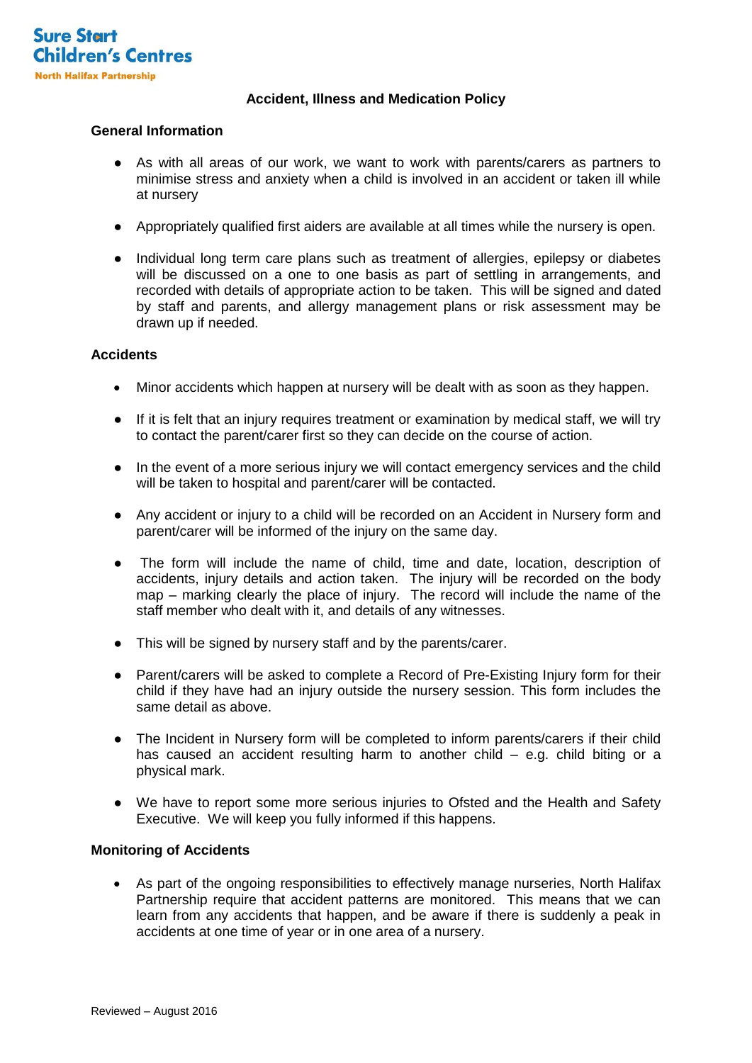Sure Start Children's Centres
North Halifax Partnership

# Accident, Illness and Medication Policy

## General Information

- As with all areas of our work, we want to work with parents/carers as partners to minimise stress and anxiety when a child is involved in an accident or taken ill while at nursery
- Appropriately qualified first aiders are available at all times while the nursery is open.
- Individual long term care plans such as treatment of allergies, epilepsy or diabetes will be discussed on a one to one basis as part of settling in arrangements, and recorded with details of appropriate action to be taken. This will be signed and dated by staff and parents, and allergy management plans or risk assessment may be drawn up if needed.

## Accidents

- Minor accidents which happen at nursery will be dealt with as soon as they happen.
- If it is felt that an injury requires treatment or examination by medical staff, we will try to contact the parent/carer first so they can decide on the course of action.
- In the event of a more serious injury we will contact emergency services and the child will be taken to hospital and parent/carer will be contacted.
- Any accident or injury to a child will be recorded on an Accident in Nursery form and parent/carer will be informed of the injury on the same day.
- The form will include the name of child, time and date, location, description of accidents, injury details and action taken. The injury will be recorded on the body map – marking clearly the place of injury. The record will include the name of the staff member who dealt with it, and details of any witnesses.
- This will be signed by nursery staff and by the parents/carer.
- Parent/carers will be asked to complete a Record of Pre-Existing Injury form for their child if they have had an injury outside the nursery session. This form includes the same detail as above.
- The Incident in Nursery form will be completed to inform parents/carers if their child has caused an accident resulting harm to another child – e.g. child biting or a physical mark.
- We have to report some more serious injuries to Ofsted and the Health and Safety Executive. We will keep you fully informed if this happens.

## Monitoring of Accidents

- As part of the ongoing responsibilities to effectively manage nurseries, North Halifax Partnership require that accident patterns are monitored. This means that we can learn from any accidents that happen, and be aware if there is suddenly a peak in accidents at one time of year or in one area of a nursery.

Reviewed – August 2016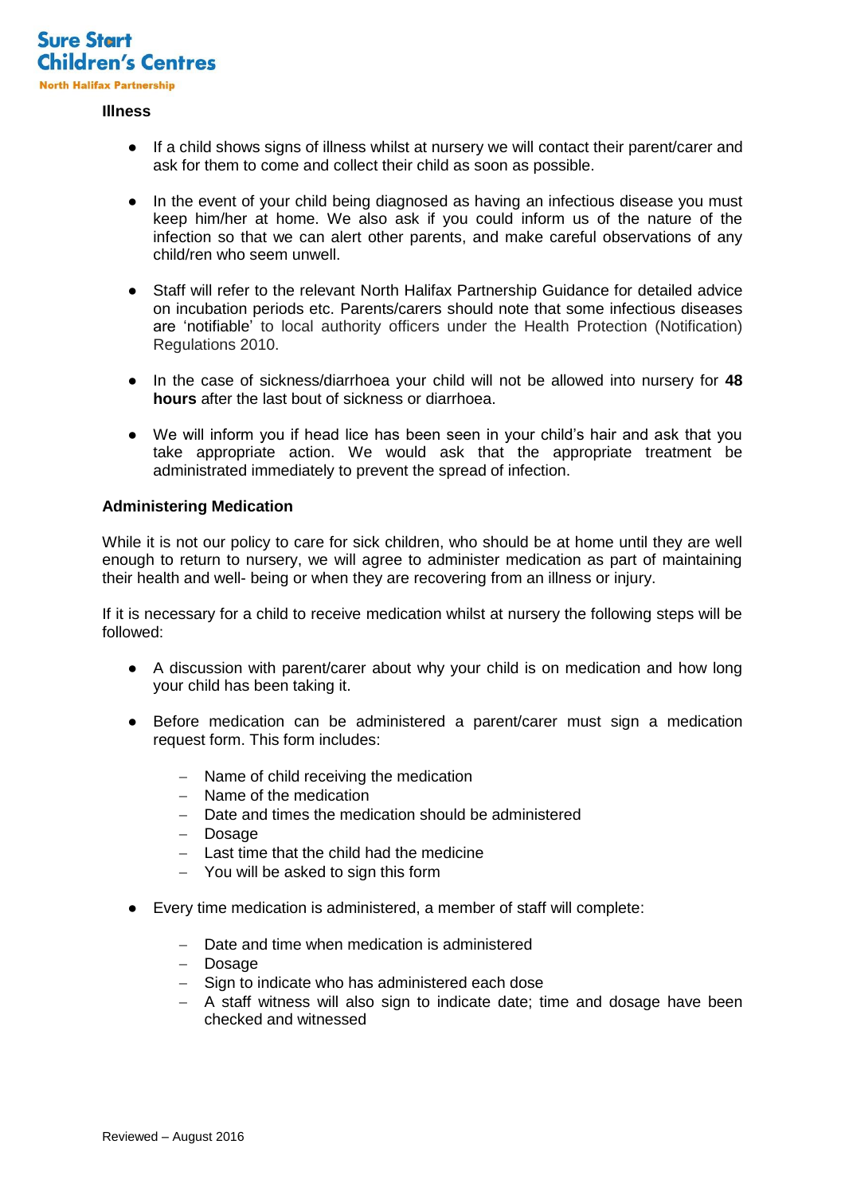### Illness

- If a child shows signs of illness whilst at nursery we will contact their parent/carer and ask for them to come and collect their child as soon as possible.

- In the event of your child being diagnosed as having an infectious disease you must keep him/her at home. We also ask if you could inform us of the nature of the infection so that we can alert other parents, and make careful observations of any child/ren who seem unwell.

- Staff will refer to the relevant North Halifax Partnership Guidance for detailed advice on incubation periods etc. Parents/carers should note that some infectious diseases are 'notifiable' to local authority officers under the Health Protection (Notification) Regulations 2010.

- In the case of sickness/diarrhoea your child will not be allowed into nursery for **48 hours** after the last bout of sickness or diarrhoea.

- We will inform you if head lice has been seen in your child's hair and ask that you take appropriate action. We would ask that the appropriate treatment be administrated immediately to prevent the spread of infection.

### Administering Medication

While it is not our policy to care for sick children, who should be at home until they are well enough to return to nursery, we will agree to administer medication as part of maintaining their health and well- being or when they are recovering from an illness or injury.

If it is necessary for a child to receive medication whilst at nursery the following steps will be followed:

- A discussion with parent/carer about why your child is on medication and how long your child has been taking it.

- Before medication can be administered a parent/carer must sign a medication request form. This form includes:
  - Name of child receiving the medication
  - Name of the medication
  - Date and times the medication should be administered
  - Dosage
  - Last time that the child had the medicine
  - You will be asked to sign this form

- Every time medication is administered, a member of staff will complete:
  - Date and time when medication is administered
  - Dosage
  - Sign to indicate who has administered each dose
  - A staff witness will also sign to indicate date; time and dosage have been checked and witnessed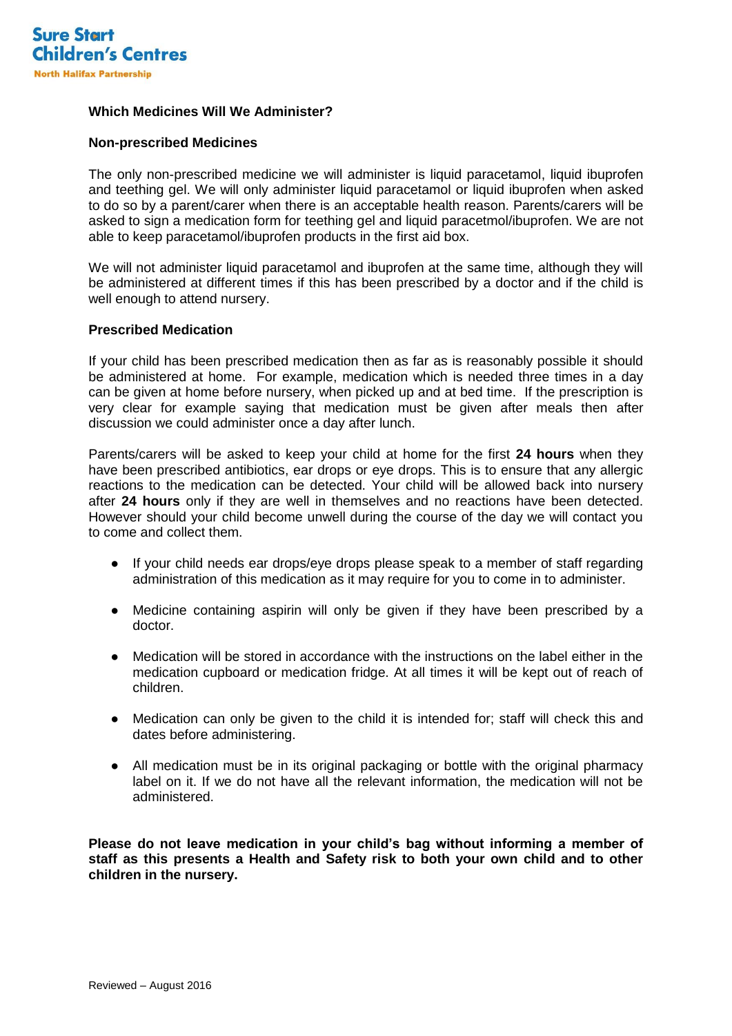### Which Medicines Will We Administer?

#### Non-prescribed Medicines

The only non-prescribed medicine we will administer is liquid paracetamol, liquid ibuprofen and teething gel. We will only administer liquid paracetamol or liquid ibuprofen when asked to do so by a parent/carer when there is an acceptable health reason. Parents/carers will be asked to sign a medication form for teething gel and liquid paracetmol/ibuprofen. We are not able to keep paracetamol/ibuprofen products in the first aid box.

We will not administer liquid paracetamol and ibuprofen at the same time, although they will be administered at different times if this has been prescribed by a doctor and if the child is well enough to attend nursery.

#### Prescribed Medication

If your child has been prescribed medication then as far as is reasonably possible it should be administered at home. For example, medication which is needed three times in a day can be given at home before nursery, when picked up and at bed time. If the prescription is very clear for example saying that medication must be given after meals then after discussion we could administer once a day after lunch.

Parents/carers will be asked to keep your child at home for the first **24 hours** when they have been prescribed antibiotics, ear drops or eye drops. This is to ensure that any allergic reactions to the medication can be detected. Your child will be allowed back into nursery after **24 hours** only if they are well in themselves and no reactions have been detected. However should your child become unwell during the course of the day we will contact you to come and collect them.

- If your child needs ear drops/eye drops please speak to a member of staff regarding administration of this medication as it may require for you to come in to administer.
- Medicine containing aspirin will only be given if they have been prescribed by a doctor.
- Medication will be stored in accordance with the instructions on the label either in the medication cupboard or medication fridge. At all times it will be kept out of reach of children.
- Medication can only be given to the child it is intended for; staff will check this and dates before administering.
- All medication must be in its original packaging or bottle with the original pharmacy label on it. If we do not have all the relevant information, the medication will not be administered.

**Please do not leave medication in your child's bag without informing a member of staff as this presents a Health and Safety risk to both your own child and to other children in the nursery.**

Reviewed – August 2016